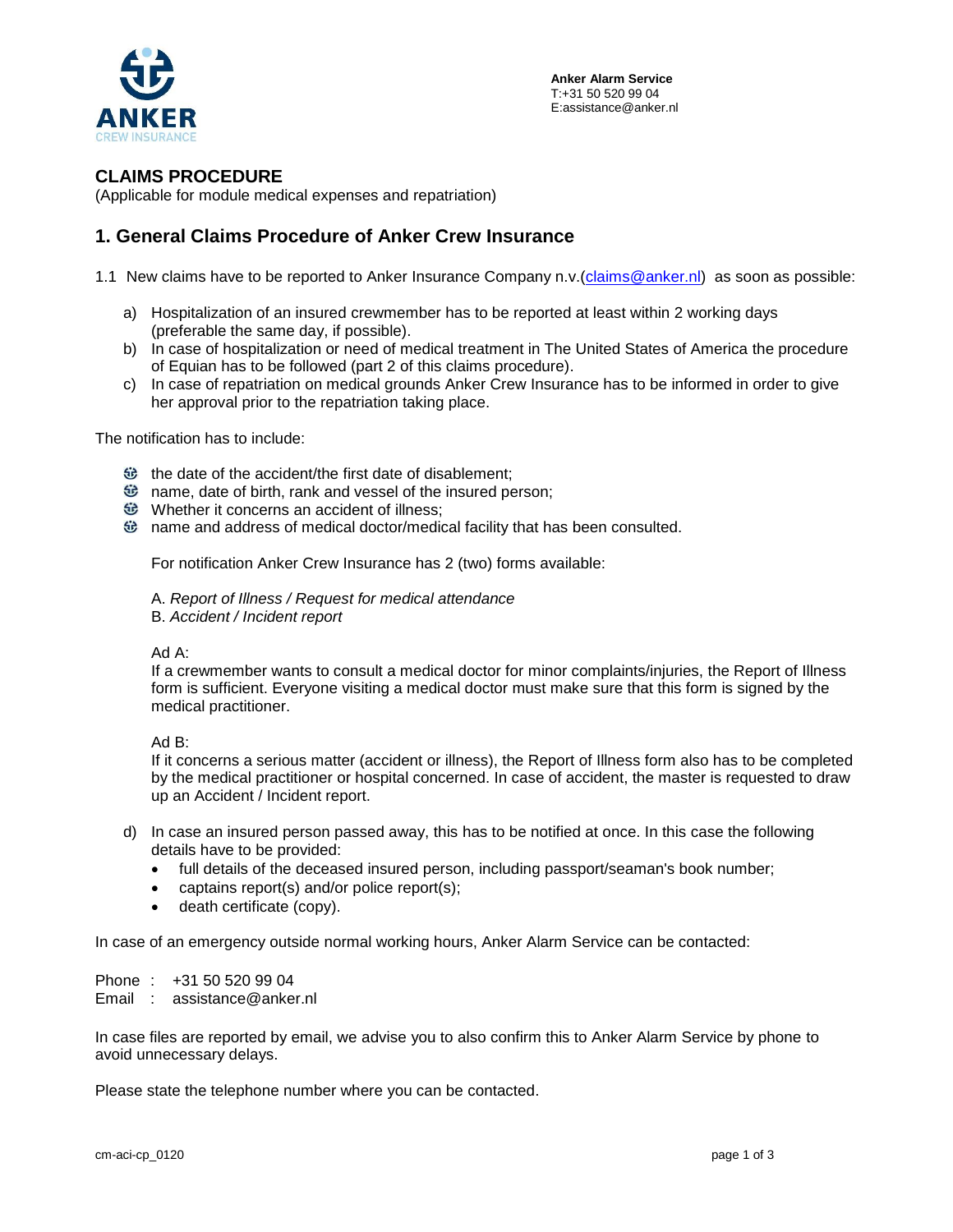ANKER
CREW INSURANCE

**Anker Alarm Service**
T:+31 50 520 99 04
E:assistance@anker.nl

## CLAIMS PROCEDURE

(Applicable for module medical expenses and repatriation)

## 1. General Claims Procedure of Anker Crew Insurance

1.1 New claims have to be reported to Anker Insurance Company n.v.(claims@anker.nl) as soon as possible:

a) Hospitalization of an insured crewmember has to be reported at least within 2 working days (preferable the same day, if possible).
b) In case of hospitalization or need of medical treatment in The United States of America the procedure of Equian has to be followed (part 2 of this claims procedure).
c) In case of repatriation on medical grounds Anker Crew Insurance has to be informed in order to give her approval prior to the repatriation taking place.

The notification has to include:

- the date of the accident/the first date of disablement;
- name, date of birth, rank and vessel of the insured person;
- Whether it concerns an accident of illness;
- name and address of medical doctor/medical facility that has been consulted.

For notification Anker Crew Insurance has 2 (two) forms available:

A. *Report of Illness / Request for medical attendance*
B. *Accident / Incident report*

Ad A:
If a crewmember wants to consult a medical doctor for minor complaints/injuries, the Report of Illness form is sufficient. Everyone visiting a medical doctor must make sure that this form is signed by the medical practitioner.

Ad B:
If it concerns a serious matter (accident or illness), the Report of Illness form also has to be completed by the medical practitioner or hospital concerned. In case of accident, the master is requested to draw up an Accident / Incident report.

d) In case an insured person passed away, this has to be notified at once. In this case the following details have to be provided:
   - full details of the deceased insured person, including passport/seaman's book number;
   - captains report(s) and/or police report(s);
   - death certificate (copy).

In case of an emergency outside normal working hours, Anker Alarm Service can be contacted:

Phone : +31 50 520 99 04
Email : assistance@anker.nl

In case files are reported by email, we advise you to also confirm this to Anker Alarm Service by phone to avoid unnecessary delays.

Please state the telephone number where you can be contacted.

cm-aci-cp_0120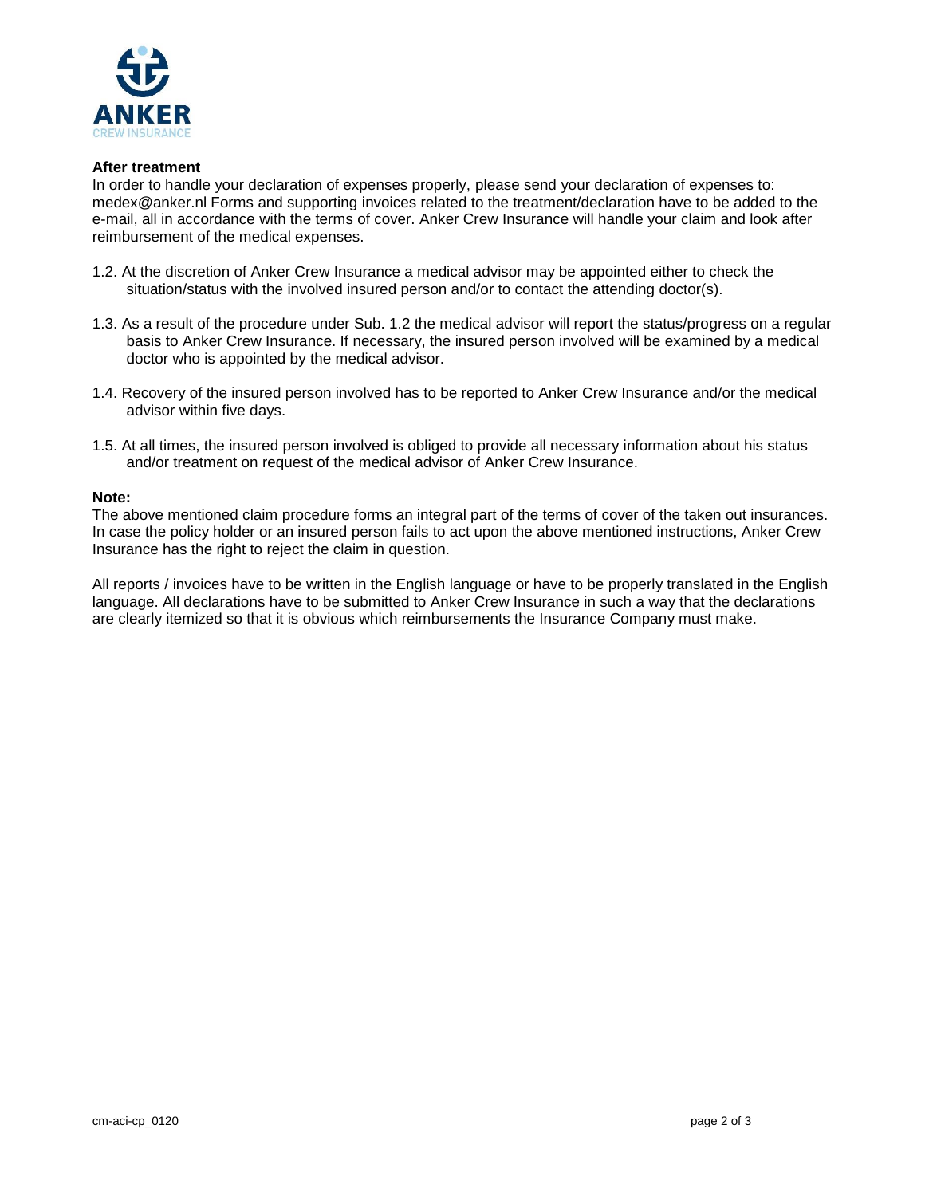**After treatment**

In order to handle your declaration of expenses properly, please send your declaration of expenses to: medex@anker.nl Forms and supporting invoices related to the treatment/declaration have to be added to the e-mail, all in accordance with the terms of cover. Anker Crew Insurance will handle your claim and look after reimbursement of the medical expenses.

1.2. At the discretion of Anker Crew Insurance a medical advisor may be appointed either to check the situation/status with the involved insured person and/or to contact the attending doctor(s).

1.3. As a result of the procedure under Sub. 1.2 the medical advisor will report the status/progress on a regular basis to Anker Crew Insurance. If necessary, the insured person involved will be examined by a medical doctor who is appointed by the medical advisor.

1.4. Recovery of the insured person involved has to be reported to Anker Crew Insurance and/or the medical advisor within five days.

1.5. At all times, the insured person involved is obliged to provide all necessary information about his status and/or treatment on request of the medical advisor of Anker Crew Insurance.

**Note:**

The above mentioned claim procedure forms an integral part of the terms of cover of the taken out insurances. In case the policy holder or an insured person fails to act upon the above mentioned instructions, Anker Crew Insurance has the right to reject the claim in question.

All reports / invoices have to be written in the English language or have to be properly translated in the English language. All declarations have to be submitted to Anker Crew Insurance in such a way that the declarations are clearly itemized so that it is obvious which reimbursements the Insurance Company must make.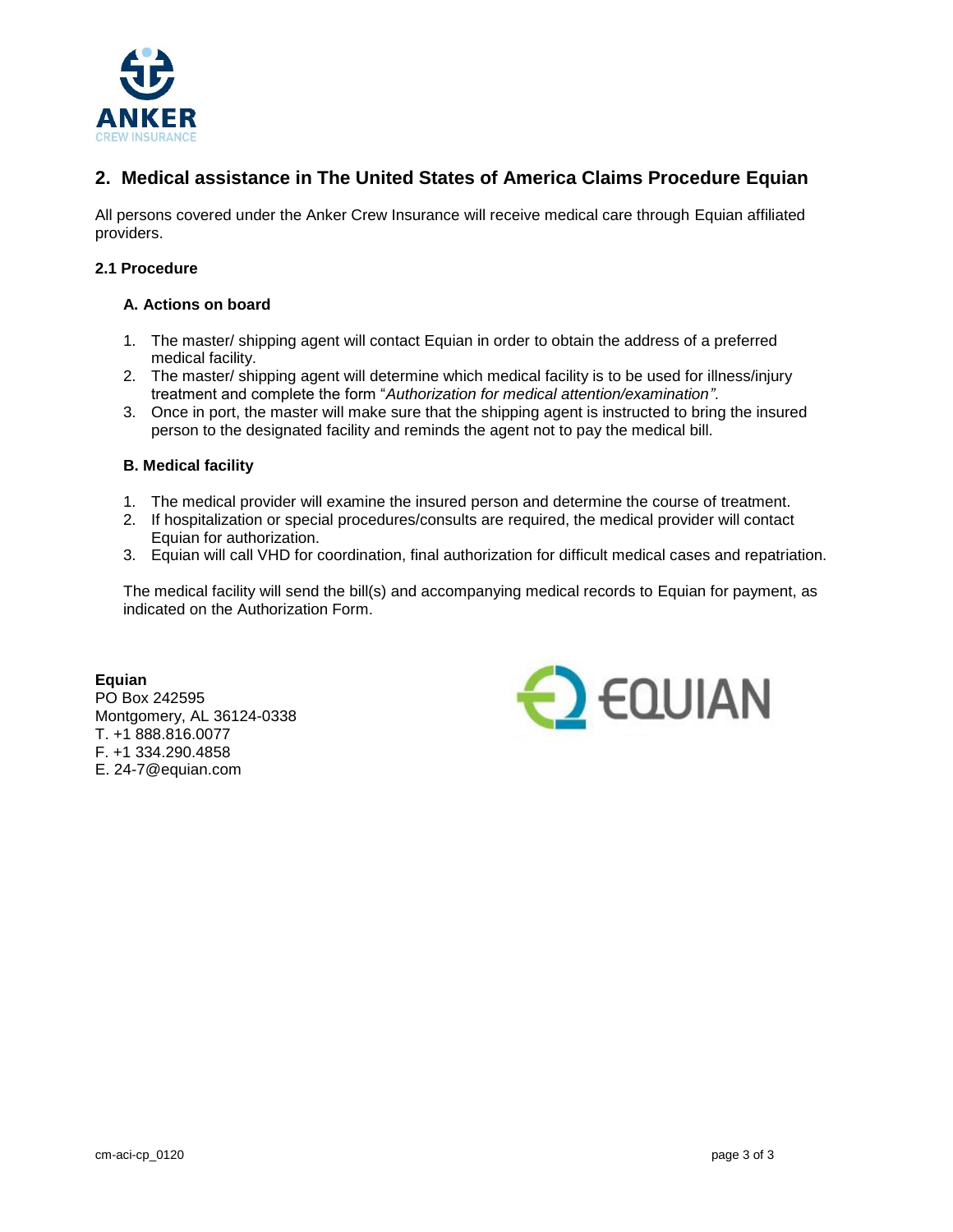## 2. Medical assistance in The United States of America Claims Procedure Equian

All persons covered under the Anker Crew Insurance will receive medical care through Equian affiliated providers.

### 2.1 Procedure

#### A. Actions on board

1. The master/ shipping agent will contact Equian in order to obtain the address of a preferred medical facility.
2. The master/ shipping agent will determine which medical facility is to be used for illness/injury treatment and complete the form "*Authorization for medical attention/examination"*.
3. Once in port, the master will make sure that the shipping agent is instructed to bring the insured person to the designated facility and reminds the agent not to pay the medical bill.

#### B. Medical facility

1. The medical provider will examine the insured person and determine the course of treatment.
2. If hospitalization or special procedures/consults are required, the medical provider will contact Equian for authorization.
3. Equian will call VHD for coordination, final authorization for difficult medical cases and repatriation.

The medical facility will send the bill(s) and accompanying medical records to Equian for payment, as indicated on the Authorization Form.

**Equian**
PO Box 242595
Montgomery, AL 36124-0338
T. +1 888.816.0077
F. +1 334.290.4858
E. 24-7@equian.com

cm-aci-cp_0120